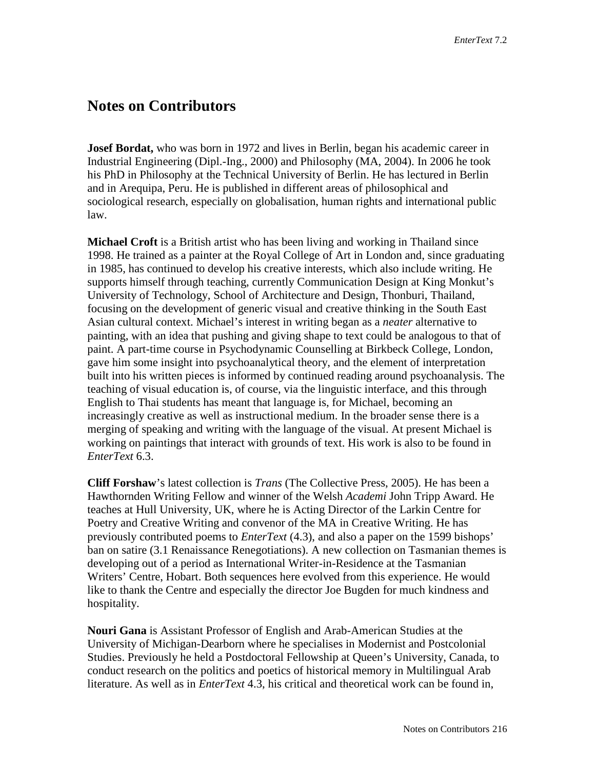# Notes on Contributors

**Josef Bordat,** who was born in 1972 and lives in Berlin, began his academic career in Industrial Engineering (Dipl.-Ing., 2000) and Philosophy (MA, 2004). In 2006 he took his PhD in Philosophy at the Technical University of Berlin. He has lectured in Berlin and in Arequipa, Peru. He is published in different areas of philosophical and sociological research, especially on globalisation, human rights and international public law.

**Michael Croft** is a British artist who has been living and working in Thailand since 1998. He trained as a painter at the Royal College of Art in London and, since graduating in 1985, has continued to develop his creative interests, which also include writing. He supports himself through teaching, currently Communication Design at King Monkut's University of Technology, School of Architecture and Design, Thonburi, Thailand, focusing on the development of generic visual and creative thinking in the South East Asian cultural context. Michael's interest in writing began as a *neater* alternative to painting, with an idea that pushing and giving shape to text could be analogous to that of paint. A part-time course in Psychodynamic Counselling at Birkbeck College, London, gave him some insight into psychoanalytical theory, and the element of interpretation built into his written pieces is informed by continued reading around psychoanalysis. The teaching of visual education is, of course, via the linguistic interface, and this through English to Thai students has meant that language is, for Michael, becoming an increasingly creative as well as instructional medium. In the broader sense there is a merging of speaking and writing with the language of the visual. At present Michael is working on paintings that interact with grounds of text. His work is also to be found in *EnterText* 6.3.

**Cliff Forshaw**'s latest collection is *Trans* (The Collective Press, 2005). He has been a Hawthornden Writing Fellow and winner of the Welsh *Academi* John Tripp Award. He teaches at Hull University, UK, where he is Acting Director of the Larkin Centre for Poetry and Creative Writing and convenor of the MA in Creative Writing. He has previously contributed poems to *EnterText* (4.3), and also a paper on the 1599 bishops' ban on satire (3.1 Renaissance Renegotiations). A new collection on Tasmanian themes is developing out of a period as International Writer-in-Residence at the Tasmanian Writers' Centre, Hobart. Both sequences here evolved from this experience. He would like to thank the Centre and especially the director Joe Bugden for much kindness and hospitality.

**Nouri Gana** is Assistant Professor of English and Arab-American Studies at the University of Michigan-Dearborn where he specialises in Modernist and Postcolonial Studies. Previously he held a Postdoctoral Fellowship at Queen's University, Canada, to conduct research on the politics and poetics of historical memory in Multilingual Arab literature. As well as in *EnterText* 4.3, his critical and theoretical work can be found in,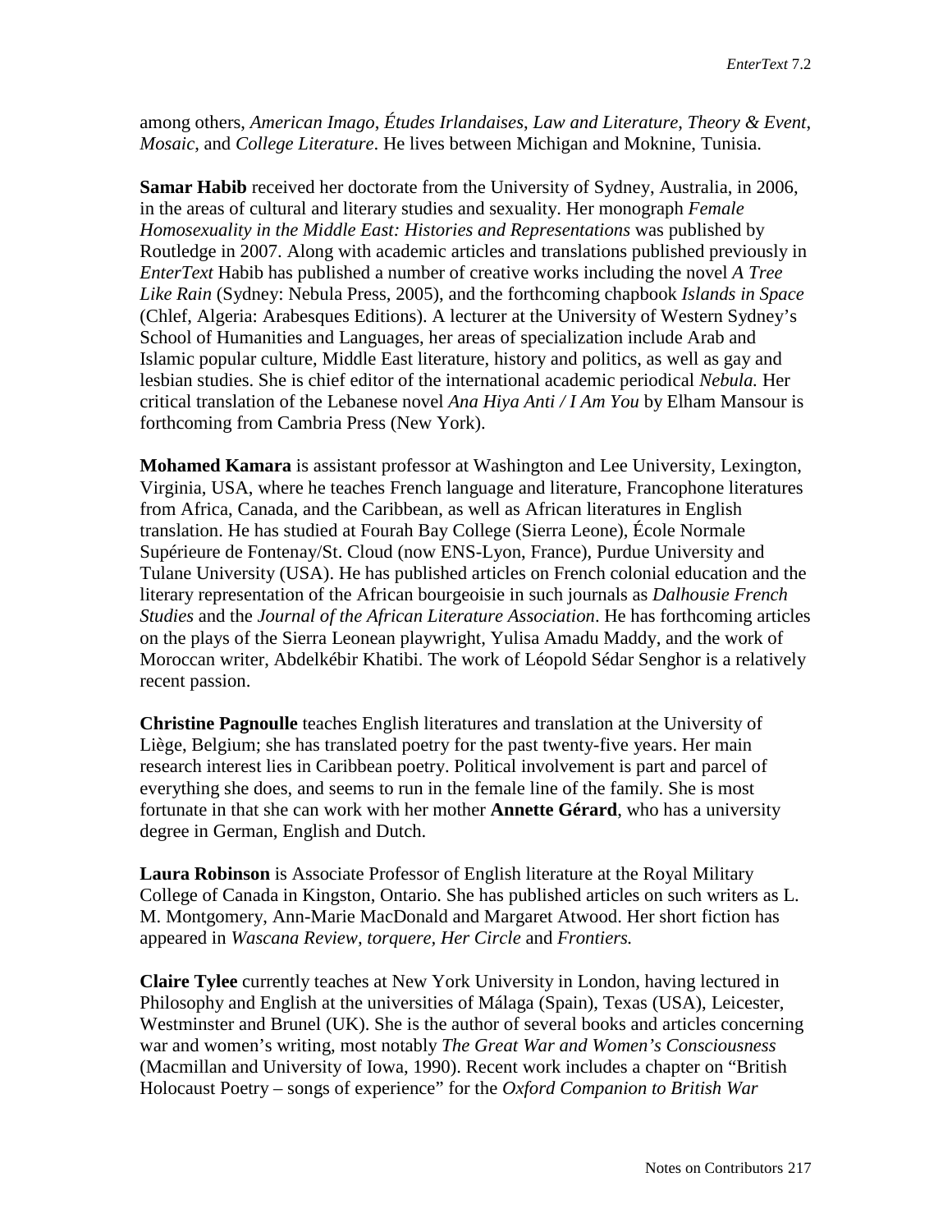among others, *American Imago*, *Études Irlandaises*, *Law and Literature*, *Theory & Event*, *Mosaic*, and *College Literature*. He lives between Michigan and Moknine, Tunisia.

**Samar Habib** received her doctorate from the University of Sydney, Australia, in 2006, in the areas of cultural and literary studies and sexuality. Her monograph *Female Homosexuality in the Middle East: Histories and Representations* was published by Routledge in 2007. Along with academic articles and translations published previously in *EnterText* Habib has published a number of creative works including the novel *A Tree Like Rain* (Sydney: Nebula Press, 2005), and the forthcoming chapbook *Islands in Space* (Chlef, Algeria: Arabesques Editions). A lecturer at the University of Western Sydney's School of Humanities and Languages, her areas of specialization include Arab and Islamic popular culture, Middle East literature, history and politics, as well as gay and lesbian studies. She is chief editor of the international academic periodical *Nebula.* Her critical translation of the Lebanese novel *Ana Hiya Anti / I Am You* by Elham Mansour is forthcoming from Cambria Press (New York).

**Mohamed Kamara** is assistant professor at Washington and Lee University, Lexington, Virginia, USA, where he teaches French language and literature, Francophone literatures from Africa, Canada, and the Caribbean, as well as African literatures in English translation. He has studied at Fourah Bay College (Sierra Leone), École Normale Supérieure de Fontenay/St. Cloud (now ENS-Lyon, France), Purdue University and Tulane University (USA). He has published articles on French colonial education and the literary representation of the African bourgeoisie in such journals as *Dalhousie French Studies* and the *Journal of the African Literature Association*. He has forthcoming articles on the plays of the Sierra Leonean playwright, Yulisa Amadu Maddy, and the work of Moroccan writer, Abdelkébir Khatibi. The work of Léopold Sédar Senghor is a relatively recent passion.

**Christine Pagnoulle** teaches English literatures and translation at the University of Liège, Belgium; she has translated poetry for the past twenty-five years. Her main research interest lies in Caribbean poetry. Political involvement is part and parcel of everything she does, and seems to run in the female line of the family. She is most fortunate in that she can work with her mother **Annette Gérard**, who has a university degree in German, English and Dutch.

**Laura Robinson** is Associate Professor of English literature at the Royal Military College of Canada in Kingston, Ontario. She has published articles on such writers as L. M. Montgomery, Ann-Marie MacDonald and Margaret Atwood. Her short fiction has appeared in *Wascana Review*, *torquere*, *Her Circle* and *Frontiers.*

**Claire Tylee** currently teaches at New York University in London, having lectured in Philosophy and English at the universities of Málaga (Spain), Texas (USA), Leicester, Westminster and Brunel (UK). She is the author of several books and articles concerning war and women's writing, most notably *The Great War and Women's Consciousness* (Macmillan and University of Iowa, 1990). Recent work includes a chapter on "British Holocaust Poetry – songs of experience" for the *Oxford Companion to British War*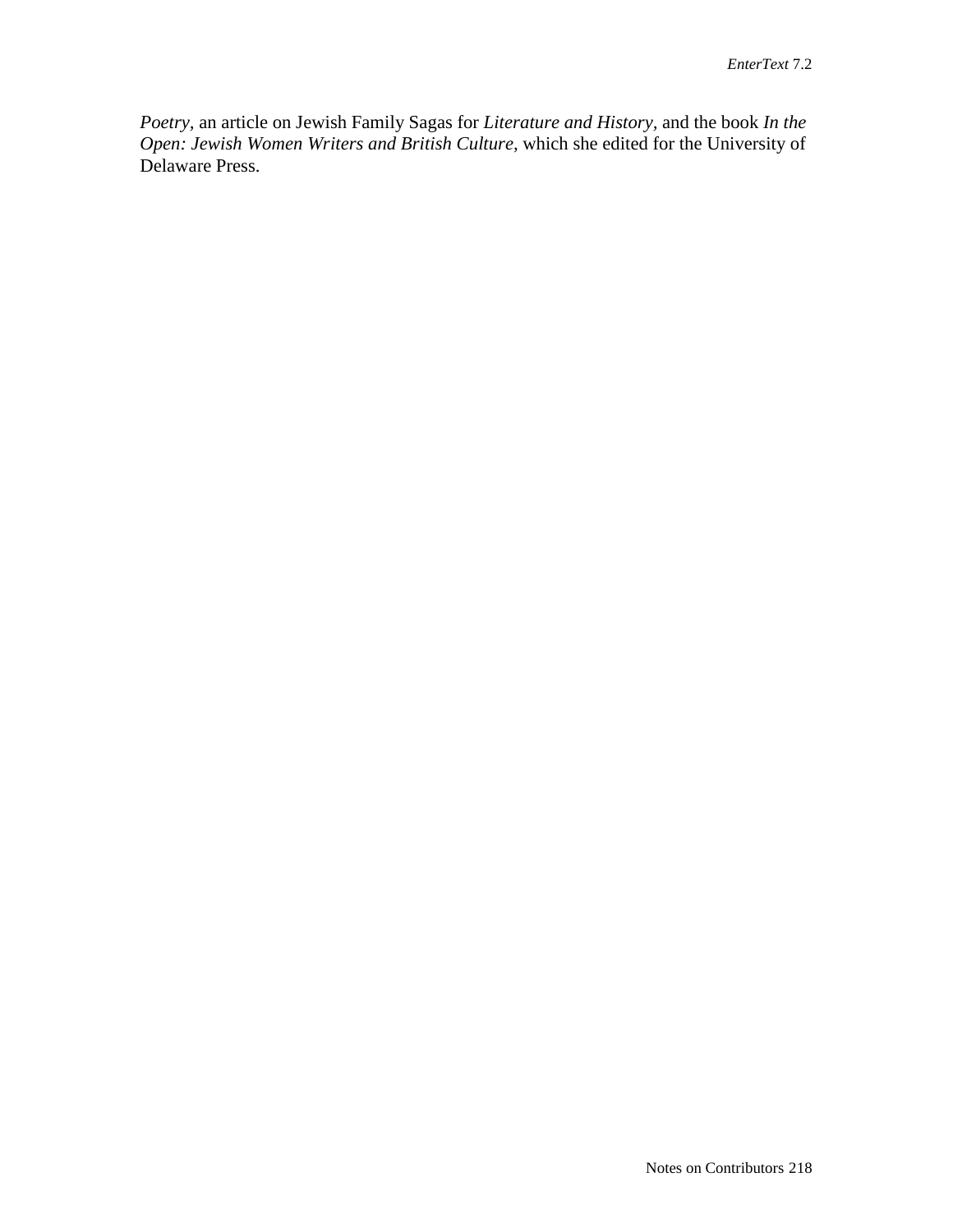*Poetry*, an article on Jewish Family Sagas for *Literature and History*, and the book *In the Open: Jewish Women Writers and British Culture*, which she edited for the University of Delaware Press.